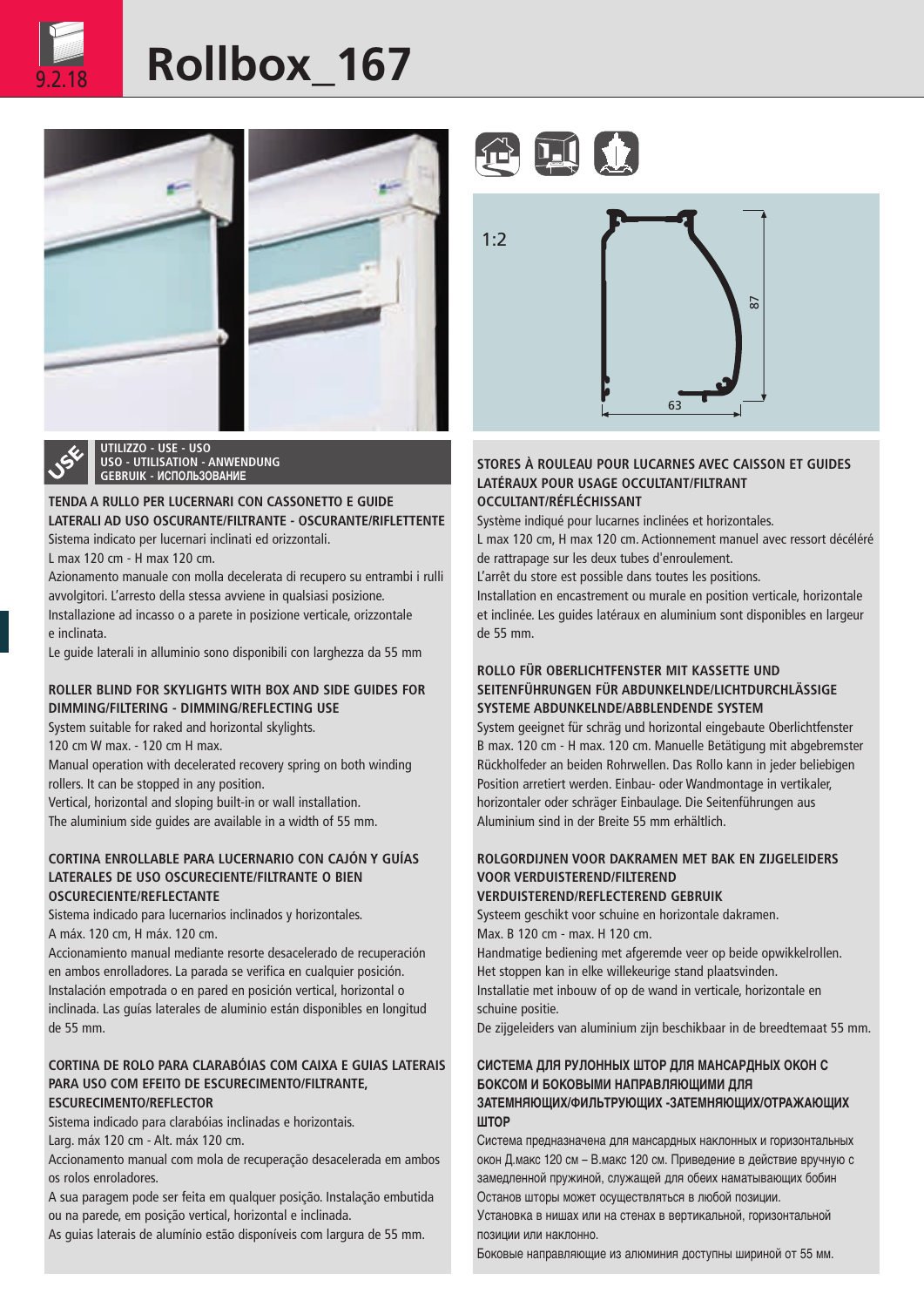# Rollbox_167

9.2.18

1:2

87

63

UTILIZZO - USE - USO
USO - UTILISATION - ANWENDUNG
GEBRUIK - ИСПОЛЬЗОВАНИЕ

### TENDA A RULLO PER LUCERNARI CON CASSONETTO E GUIDE LATERALI AD USO OSCURANTE/FILTRANTE - OSCURANTE/RIFLETTENTE

Sistema indicato per lucernari inclinati ed orizzontali.
L max 120 cm - H max 120 cm.
Azionamento manuale con molla decelerata di recupero su entrambi i rulli avvolgitori. L'arresto della stessa avviene in qualsiasi posizione.
Installazione ad incasso o a parete in posizione verticale, orizzontale e inclinata.
Le guide laterali in alluminio sono disponibili con larghezza da 55 mm

### ROLLER BLIND FOR SKYLIGHTS WITH BOX AND SIDE GUIDES FOR DIMMING/FILTERING - DIMMING/REFLECTING USE

System suitable for raked and horizontal skylights.
120 cm W max. - 120 cm H max.
Manual operation with decelerated recovery spring on both winding rollers. It can be stopped in any position.
Vertical, horizontal and sloping built-in or wall installation.
The aluminium side guides are available in a width of 55 mm.

### CORTINA ENROLLABLE PARA LUCERNARIO CON CAJÓN Y GUÍAS LATERALES DE USO OSCURECIENTE/FILTRANTE O BIEN OSCURECIENTE/REFLECTANTE

Sistema indicado para lucernarios inclinados y horizontales.
A máx. 120 cm, H máx. 120 cm.
Accionamiento manual mediante resorte desacelerado de recuperación en ambos enrolladores. La parada se verifica en cualquier posición.
Instalación empotrada o en pared en posición vertical, horizontal o inclinada. Las guías laterales de aluminio están disponibles en longitud de 55 mm.

### CORTINA DE ROLO PARA CLARABÓIAS COM CAIXA E GUIAS LATERAIS PARA USO COM EFEITO DE ESCURECIMENTO/FILTRANTE, ESCURECIMENTO/REFLECTOR

Sistema indicado para clarabóias inclinadas e horizontais.
Larg. máx 120 cm - Alt. máx 120 cm.
Accionamento manual com mola de recuperação desacelerada em ambos os rolos enroladores.
A sua paragem pode ser feita em qualquer posição. Instalação embutida ou na parede, em posição vertical, horizontal e inclinada.
As guias laterais de alumínio estão disponíveis com largura de 55 mm.

### STORES À ROULEAU POUR LUCARNES AVEC CAISSON ET GUIDES LATÉRAUX POUR USAGE OCCULTANT/FILTRANT OCCULTANT/RÉFLÉCHISSANT

Système indiqué pour lucarnes inclinées et horizontales.
L max 120 cm, H max 120 cm. Actionnement manuel avec ressort décéléré de rattrapage sur les deux tubes d'enroulement.
L'arrêt du store est possible dans toutes les positions.
Installation en encastrement ou murale en position verticale, horizontale et inclinée. Les guides latéraux en aluminium sont disponibles en largeur de 55 mm.

### ROLLO FÜR OBERLICHTFENSTER MIT KASSETTE UND SEITENFÜHRUNGEN FÜR ABDUNKELNDE/LICHTDURCHLÄSSIGE SYSTEME ABDUNKELNDE/ABBLENDENDE SYSTEM

System geeignet für schräg und horizontal eingebaute Oberlichtfenster
B max. 120 cm - H max. 120 cm. Manuelle Betätigung mit abgebremster Rückholfeder an beiden Rohrwellen. Das Rollo kann in jeder beliebigen Position arretiert werden. Einbau- oder Wandmontage in vertikaler, horizontaler oder schräger Einbaulage. Die Seitenführungen aus Aluminium sind in der Breite 55 mm erhältlich.

### ROLGORDIJNEN VOOR DAKRAMEN MET BAK EN ZIJGELEIDERS VOOR VERDUISTEREND/FILTEREND VERDUISTEREND/REFLECTEREND GEBRUIK

Systeem geschikt voor schuine en horizontale dakramen.
Max. B 120 cm - max. H 120 cm.
Handmatige bediening met afgeremde veer op beide opwikkelrollen.
Het stoppen kan in elke willekeurige stand plaatsvinden.
Installatie met inbouw of op de wand in verticale, horizontale en schuine positie.
De zijgeleiders van aluminium zijn beschikbaar in de breedtemaat 55 mm.

### СИСТЕМА ДЛЯ РУЛОННЫХ ШТОР ДЛЯ МАНСАРДНЫХ ОКОН С БОКСОМ И БОКОВЫМИ НАПРАВЛЯЮЩИМИ ДЛЯ ЗАТЕМНЯЮЩИХ/ФИЛЬТРУЮЩИХ -ЗАТЕМНЯЮЩИХ/ОТРАЖАЮЩИХ ШТОР

Система предназначена для мансардных наклонных и горизонтальных окон Д.макс 120 см – В.макс 120 см. Приведение в действие вручную с замедленной пружиной, служащей для обеих наматывающих бобин
Останов шторы может осуществляться в любой позиции.
Установка в нишах или на стенах в вертикальной, горизонтальной позиции или наклонно.
Боковые направляющие из алюминия доступны шириной от 55 мм.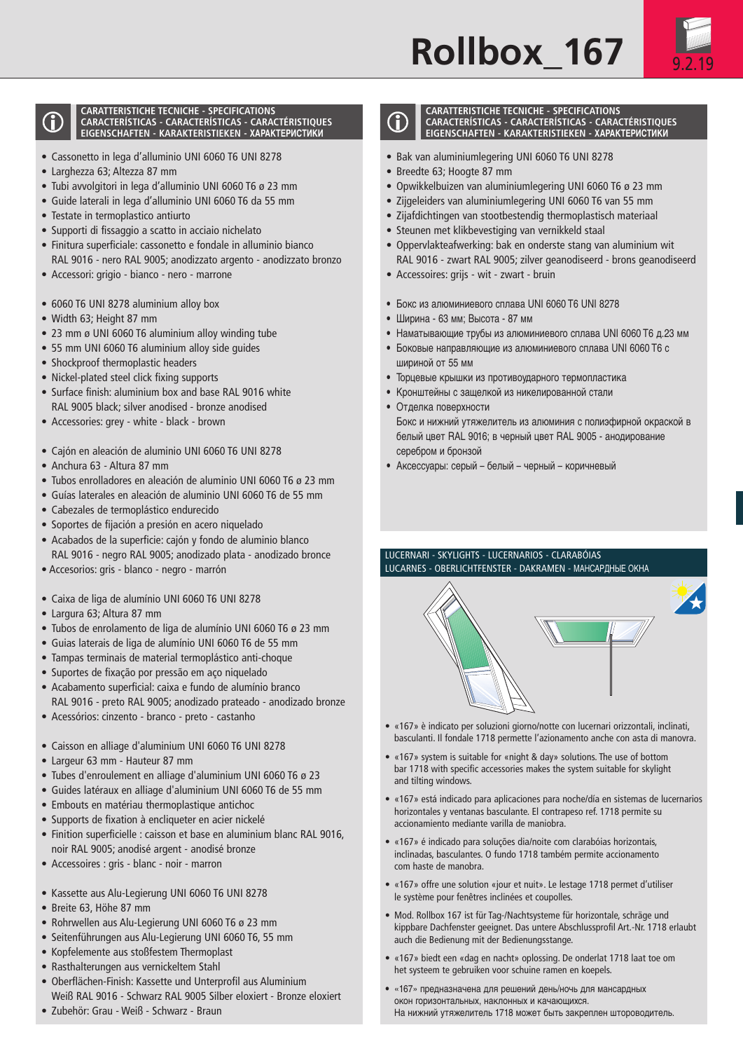# Rollbox_167

9.2.19

## CARATTERISTICHE TECNICHE - SPECIFICATIONS CARACTERÍSTICAS - CARACTERÍSTICAS - CARACTÉRISTIQUES EIGENSCHAFTEN - KARAKTERISTIEKEN - ХАРАКТЕРИСТИКИ

- Cassonetto in lega d'alluminio UNI 6060 T6 UNI 8278
- Larghezza 63; Altezza 87 mm
- Tubi avvolgitori in lega d'alluminio UNI 6060 T6 ø 23 mm
- Guide laterali in lega d'alluminio UNI 6060 T6 da 55 mm
- Testate in termoplastico antiurto
- Supporti di fissaggio a scatto in acciaio nichelato
- Finitura superficiale: cassonetto e fondale in alluminio bianco RAL 9016 - nero RAL 9005; anodizzato argento - anodizzato bronzo
- Accessori: grigio - bianco - nero - marrone

- 6060 T6 UNI 8278 aluminium alloy box
- Width 63; Height 87 mm
- 23 mm ø UNI 6060 T6 aluminium alloy winding tube
- 55 mm UNI 6060 T6 aluminium alloy side guides
- Shockproof thermoplastic headers
- Nickel-plated steel click fixing supports
- Surface finish: aluminium box and base RAL 9016 white RAL 9005 black; silver anodised - bronze anodised
- Accessories: grey - white - black - brown

- Cajón en aleación de aluminio UNI 6060 T6 UNI 8278
- Anchura 63 - Altura 87 mm
- Tubos enrolladores en aleación de aluminio UNI 6060 T6 ø 23 mm
- Guías laterales en aleación de aluminio UNI 6060 T6 de 55 mm
- Cabezales de termoplástico endurecido
- Soportes de fijación a presión en acero niquelado
- Acabados de la superficie: cajón y fondo de aluminio blanco RAL 9016 - negro RAL 9005; anodizado plata - anodizado bronce
- Accesorios: gris - blanco - negro - marrón

- Caixa de liga de alumínio UNI 6060 T6 UNI 8278
- Largura 63; Altura 87 mm
- Tubos de enrolamento de liga de alumínio UNI 6060 T6 ø 23 mm
- Guias laterais de liga de alumínio UNI 6060 T6 de 55 mm
- Tampas terminais de material termoplástico anti-choque
- Suportes de fixação por pressão em aço niquelado
- Acabamento superficial: caixa e fundo de alumínio branco RAL 9016 - preto RAL 9005; anodizado prateado - anodizado bronze
- Acessórios: cinzento - branco - preto - castanho

- Caisson en alliage d'aluminium UNI 6060 T6 UNI 8278
- Largeur 63 mm - Hauteur 87 mm
- Tubes d'enroulement en alliage d'aluminium UNI 6060 T6 ø 23
- Guides latéraux en alliage d'aluminium UNI 6060 T6 de 55 mm
- Embouts en matériau thermoplastique antichoc
- Supports de fixation à encliqueter en acier nickelé
- Finition superficielle : caisson et base en aluminium blanc RAL 9016, noir RAL 9005; anodisé argent - anodisé bronze
- Accessoires : gris - blanc - noir - marron

- Kassette aus Alu-Legierung UNI 6060 T6 UNI 8278
- Breite 63, Höhe 87 mm
- Rohrwellen aus Alu-Legierung UNI 6060 T6 ø 23 mm
- Seitenführungen aus Alu-Legierung UNI 6060 T6, 55 mm
- Kopfelemente aus stoßfestem Thermoplast
- Rasthalterungen aus vernickeltem Stahl
- Oberflächen-Finish: Kassette und Unterprofil aus Aluminium Weiß RAL 9016 - Schwarz RAL 9005 Silber eloxiert - Bronze eloxiert
- Zubehör: Grau - Weiß - Schwarz - Braun

## CARATTERISTICHE TECNICHE - SPECIFICATIONS CARACTERÍSTICAS - CARACTERÍSTICAS - CARACTÉRISTIQUES EIGENSCHAFTEN - KARAKTERISTIEKEN - ХАРАКТЕРИСТИКИ

- Bak van aluminiumlegering UNI 6060 T6 UNI 8278
- Breedte 63; Hoogte 87 mm
- Opwikkelbuizen van aluminiumlegering UNI 6060 T6 ø 23 mm
- Zijgeleiders van aluminiumlegering UNI 6060 T6 van 55 mm
- Zijafdichtingen van stootbestendig thermoplastisch materiaal
- Steunen met klikbevestiging van vernikkeld staal
- Oppervlakteafwerking: bak en onderste stang van aluminium wit RAL 9016 - zwart RAL 9005; zilver geanodiseerd - brons geanodiseerd
- Accessoires: grijs - wit - zwart - bruin

- Бокс из алюминиевого сплава UNI 6060 T6 UNI 8278
- Ширина - 63 мм; Высота - 87 мм
- Наматывающие трубы из алюминиевого сплава UNI 6060 T6 д.23 мм
- Боковые направляющие из алюминиевого сплава UNI 6060 T6 с шириной от 55 мм
- Торцевые крышки из противоударного термопластика
- Кронштейны с защелкой из никелированной стали
- Отделка поверхности Бокс и нижний утяжелитель из алюминия с полиэфирной окраской в белый цвет RAL 9016; в черный цвет RAL 9005 - анодирование серебром и бронзой
- Аксессуары: серый – белый – черный – коричневый

## LUCERNARI - SKYLIGHTS - LUCERNARIOS - CLARABÓIAS LUCARNES - OBERLICHTFENSTER - DAKRAMEN - МАНСАРДНЫЕ ОКНА

- «167» è indicato per soluzioni giorno/notte con lucernari orizzontali, inclinati, basculanti. Il fondale 1718 permette l'azionamento anche con asta di manovra.
- «167» system is suitable for «night & day» solutions. The use of bottom bar 1718 with specific accessories makes the system suitable for skylight and tilting windows.
- «167» está indicado para aplicaciones para noche/día en sistemas de lucernarios horizontales y ventanas basculante. El contrapeso ref. 1718 permite su accionamiento mediante varilla de maniobra.
- «167» é indicado para soluções dia/noite com clarabóias horizontais, inclinadas, basculantes. O fundo 1718 também permite accionamento com haste de manobra.
- «167» offre une solution «jour et nuit». Le lestage 1718 permet d'utiliser le système pour fenêtres inclinées et coupolles.
- Mod. Rollbox 167 ist für Tag-/Nachtsysteme für horizontale, schräge und kippbare Dachfenster geeignet. Das untere Abschlussprofil Art.-Nr. 1718 erlaubt auch die Bedienung mit der Bedienungsstange.
- «167» biedt een «dag en nacht» oplossing. De onderlat 1718 laat toe om het systeem te gebruiken voor schuine ramen en koepels.
- «167» предназначена для решений день/ночь для мансардных окон горизонтальных, наклонных и качающихся. На нижний утяжелитель 1718 может быть закреплен штороводитель.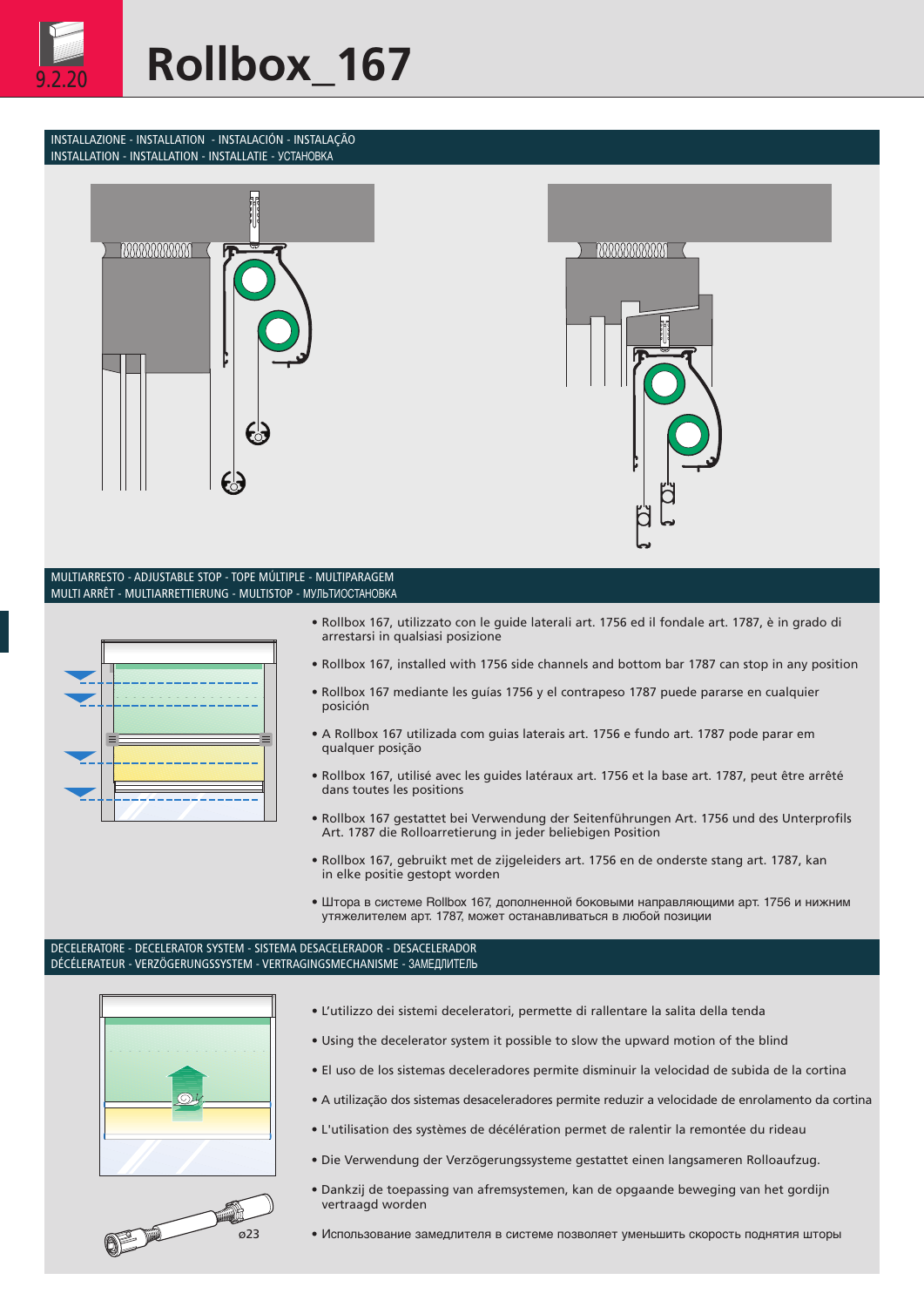# Rollbox_167

9.2.20

## INSTALLAZIONE - INSTALLATION - INSTALACIÓN - INSTALAÇÃO INSTALLATION - INSTALLATION - INSTALLATIE - УСТАНОВКА

## MULTIARRESTO - ADJUSTABLE STOP - TOPE MÚLTIPLE - MULTIPARAGEM MULTI ARRÊT - MULTIARRETTIERUNG - MULTISTOP - МУЛЬТИОСТАНОВКА

- Rollbox 167, utilizzato con le guide laterali art. 1756 ed il fondale art. 1787, è in grado di arrestarsi in qualsiasi posizione
- Rollbox 167, installed with 1756 side channels and bottom bar 1787 can stop in any position
- Rollbox 167 mediante las guías 1756 y el contrapeso 1787 puede pararse en cualquier posición
- A Rollbox 167 utilizada com guias laterais art. 1756 e fundo art. 1787 pode parar em qualquer posição
- Rollbox 167, utilisé avec les guides latéraux art. 1756 et la base art. 1787, peut être arrêté dans toutes les positions
- Rollbox 167 gestattet bei Verwendung der Seitenführungen Art. 1756 und des Unterprofils Art. 1787 die Rolloarretierung in jeder beliebigen Position
- Rollbox 167, gebruikt met de zijgeleiders art. 1756 en de onderste stang art. 1787, kan in elke positie gestopt worden
- Штора в системе Rollbox 167, дополненной боковыми направляющими арт. 1756 и нижним утяжелителем арт. 1787, может останавливаться в любой позиции

## DECELERATORE - DECELERATOR SYSTEM - SISTEMA DESACELERADOR - DESACELERADOR DÉCÉLERATEUR - VERZÖGERUNGSSYSTEM - VERTRAGINGSMECHANISME - ЗАМЕДЛИТЕЛЬ

ø23

- L'utilizzo dei sistemi deceleratori, permette di rallentare la salita della tenda
- Using the decelerator system it possible to slow the upward motion of the blind
- El uso de los sistemas deceleradores permite disminuir la velocidad de subida de la cortina
- A utilização dos sistemas desaceleradores permite reduzir a velocidade de enrolamento da cortina
- L'utilisation des systèmes de décélération permet de ralentir la remontée du rideau
- Die Verwendung der Verzögerungssysteme gestattet einen langsameren Rolloaufzug.
- Dankzij de toepassing van afremsystemen, kan de opgaande beweging van het gordijn vertraagd worden
- Использование замедлителя в системе позволяет уменьшить скорость поднятия шторы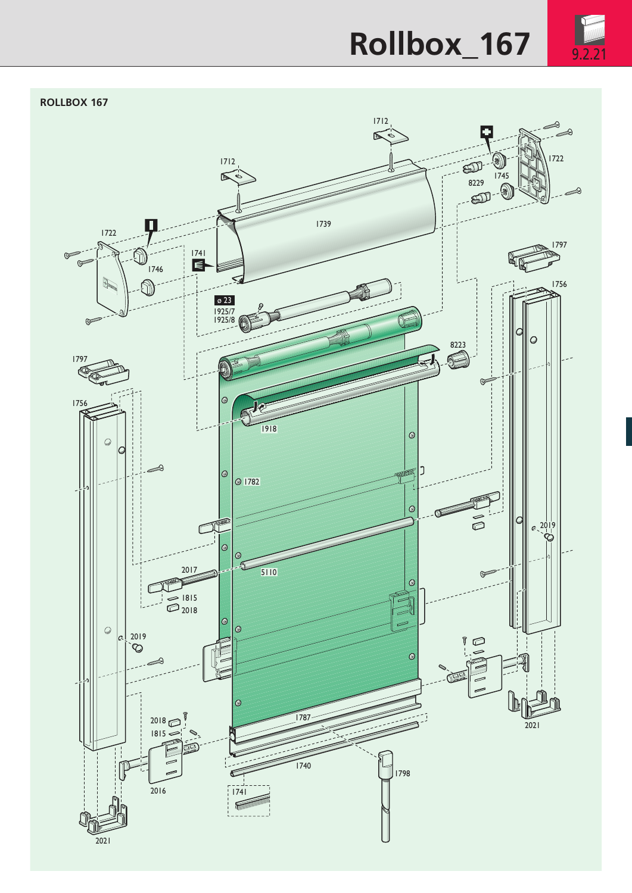# Rollbox_167

9.2.21

**ROLLBOX 167**

1712
1712
1722
1745
8229
1722
1746
1741
1739
⌀ 23
1925/7
1925/8
1797
1756
8223
1797
1756
1918
1782
2019
2017
5110
1815
2018
2019
2021
2018
1787
1815
1740
1798
2016
1741
2021